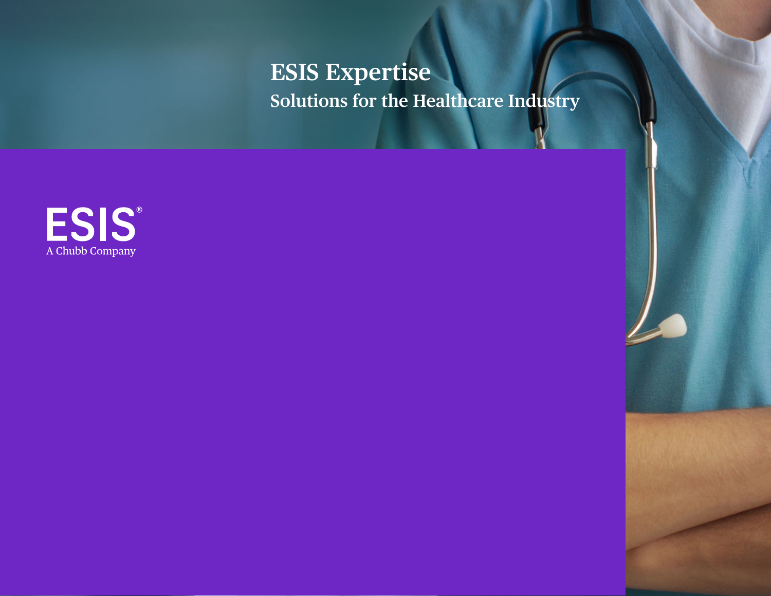# ESIS Expertise

## Solutions for the Healthcare Industry

ESIS®
A Chubb Company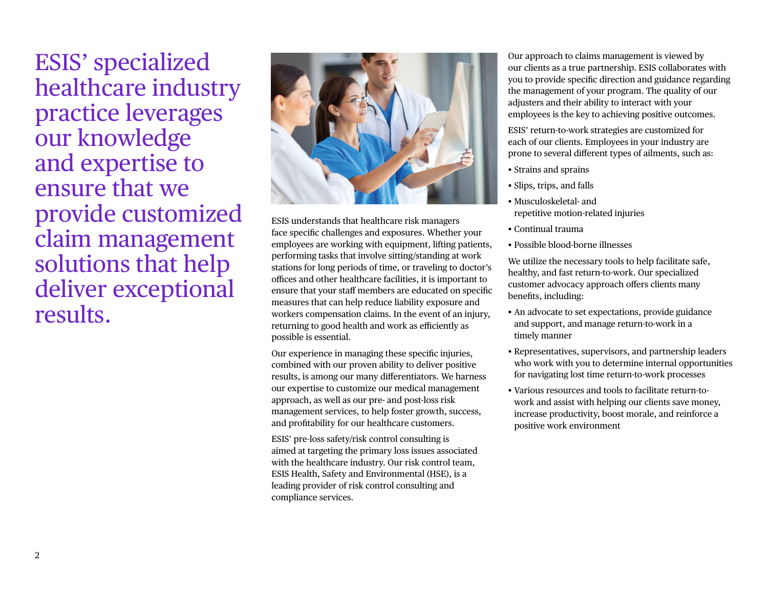# ESIS' specialized healthcare industry practice leverages our knowledge and expertise to ensure that we provide customized claim management solutions that help deliver exceptional results.

ESIS understands that healthcare risk managers face specific challenges and exposures. Whether your employees are working with equipment, lifting patients, performing tasks that involve sitting/standing at work stations for long periods of time, or traveling to doctor's offices and other healthcare facilities, it is important to ensure that your staff members are educated on specific measures that can help reduce liability exposure and workers compensation claims. In the event of an injury, returning to good health and work as efficiently as possible is essential.

Our experience in managing these specific injuries, combined with our proven ability to deliver positive results, is among our many differentiators. We harness our expertise to customize our medical management approach, as well as our pre- and post-loss risk management services, to help foster growth, success, and profitability for our healthcare customers.

ESIS' pre-loss safety/risk control consulting is aimed at targeting the primary loss issues associated with the healthcare industry. Our risk control team, ESIS Health, Safety and Environmental (HSE), is a leading provider of risk control consulting and compliance services.

Our approach to claims management is viewed by our clients as a true partnership. ESIS collaborates with you to provide specific direction and guidance regarding the management of your program. The quality of our adjusters and their ability to interact with your employees is the key to achieving positive outcomes.

ESIS' return-to-work strategies are customized for each of our clients. Employees in your industry are prone to several different types of ailments, such as:

- Strains and sprains
- Slips, trips, and falls
- Musculoskeletal- and repetitive motion-related injuries
- Continual trauma
- Possible blood-borne illnesses

We utilize the necessary tools to help facilitate safe, healthy, and fast return-to-work. Our specialized customer advocacy approach offers clients many benefits, including:

- An advocate to set expectations, provide guidance and support, and manage return-to-work in a timely manner
- Representatives, supervisors, and partnership leaders who work with you to determine internal opportunities for navigating lost time return-to-work processes
- Various resources and tools to facilitate return-to-work and assist with helping our clients save money, increase productivity, boost morale, and reinforce a positive work environment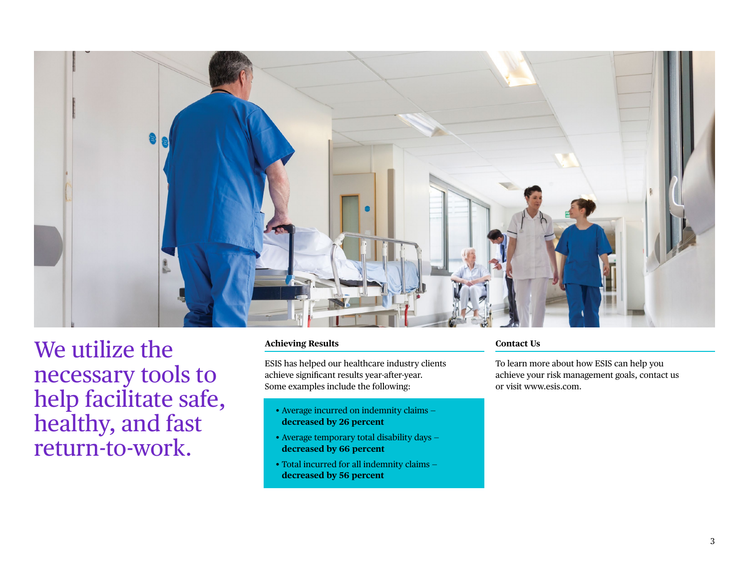# We utilize the necessary tools to help facilitate safe, healthy, and fast return-to-work.

## Achieving Results

ESIS has helped our healthcare industry clients achieve significant results year-after-year. Some examples include the following:

- Average incurred on indemnity claims – **decreased by 26 percent**
- Average temporary total disability days – **decreased by 66 percent**
- Total incurred for all indemnity claims – **decreased by 56 percent**

## Contact Us

To learn more about how ESIS can help you achieve your risk management goals, contact us or visit www.esis.com.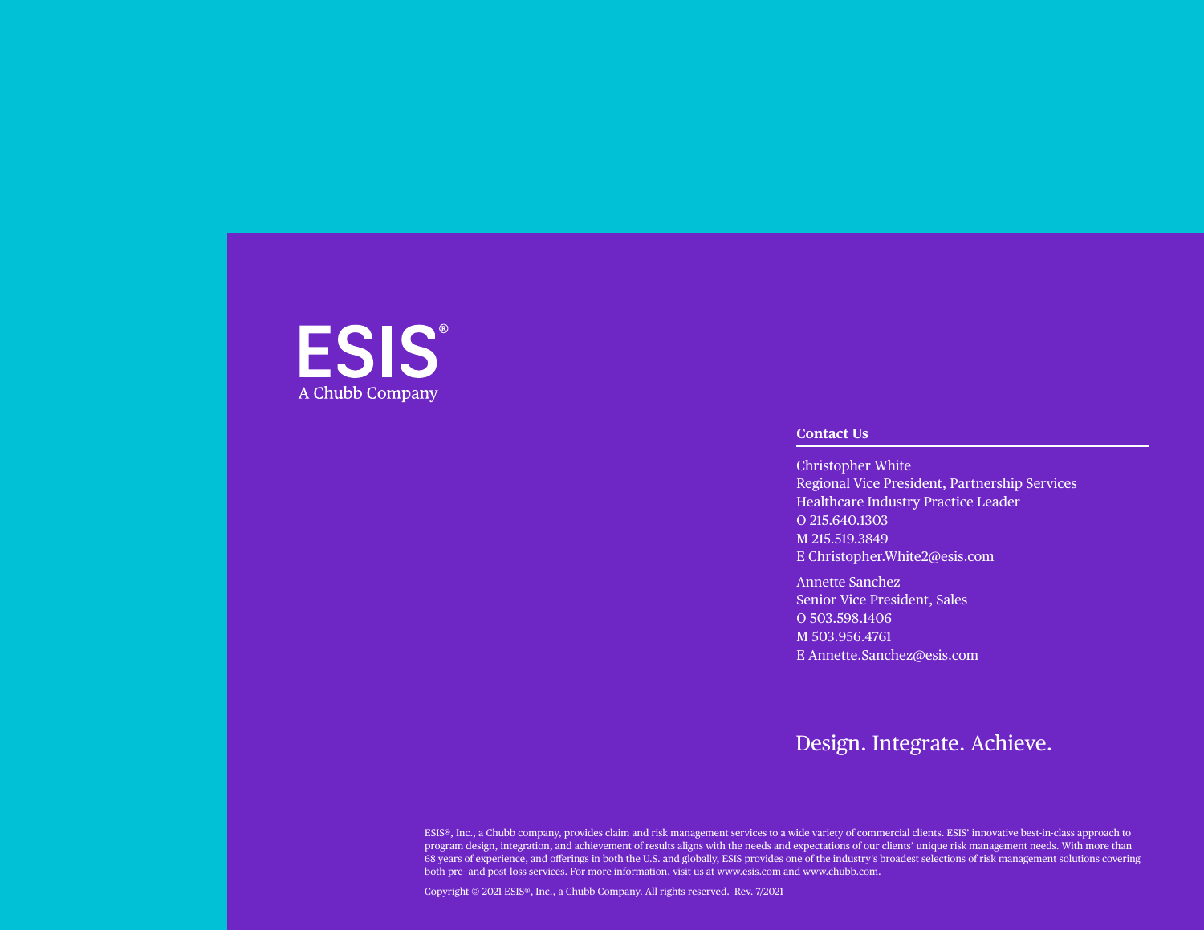ESIS®

A Chubb Company

## Contact Us

Christopher White
Regional Vice President, Partnership Services
Healthcare Industry Practice Leader
O 215.640.1303
M 215.519.3849
E Christopher.White2@esis.com

Annette Sanchez
Senior Vice President, Sales
O 503.598.1406
M 503.956.4761
E Annette.Sanchez@esis.com

Design. Integrate. Achieve.

ESIS®, Inc., a Chubb company, provides claim and risk management services to a wide variety of commercial clients. ESIS' innovative best-in-class approach to program design, integration, and achievement of results aligns with the needs and expectations of our clients' unique risk management needs. With more than 68 years of experience, and offerings in both the U.S. and globally, ESIS provides one of the industry's broadest selections of risk management solutions covering both pre- and post-loss services. For more information, visit us at www.esis.com and www.chubb.com.

Copyright © 2021 ESIS®, Inc., a Chubb Company. All rights reserved. Rev. 7/2021